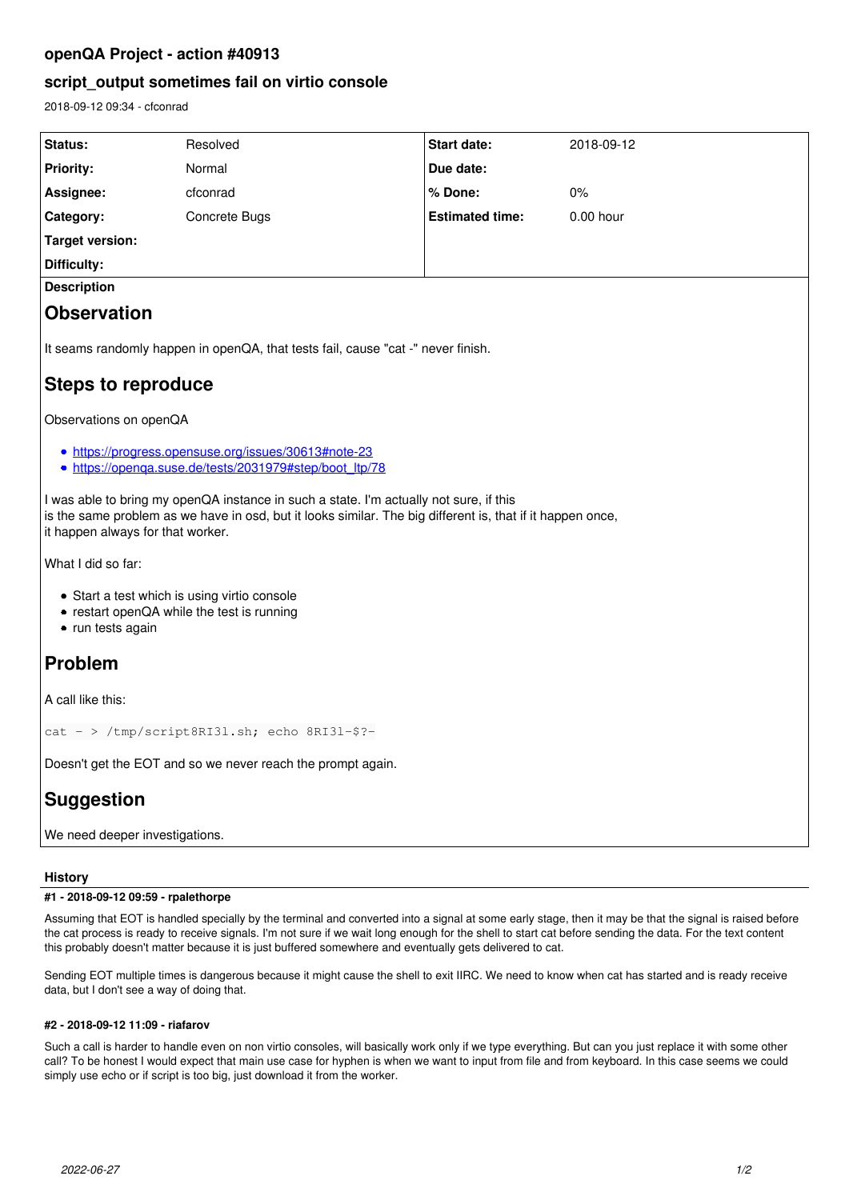# openQA Project - action #40913

## script_output sometimes fail on virtio console

2018-09-12 09:34 - cfconrad

| Status: | Resolved | Start date: | 2018-09-12 |
|---|---|---|---|
| Priority: | Normal | Due date: | |
| Assignee: | cfconrad | % Done: | 0% |
| Category: | Concrete Bugs | Estimated time: | 0.00 hour |
| Target version: | | | |
| Difficulty: | | | |

**Description**

# Observation

It seams randomly happen in openQA, that tests fail, cause "cat -" never finish.

# Steps to reproduce

Observations on openQA

- https://progress.opensuse.org/issues/30613#note-23
- https://openqa.suse.de/tests/2031979#step/boot_ltp/78

I was able to bring my openQA instance in such a state. I'm actually not sure, if this
is the same problem as we have in osd, but it looks similar. The big different is, that if it happen once,
it happen always for that worker.

What I did so far:

- Start a test which is using virtio console
- restart openQA while the test is running
- run tests again

# Problem

A call like this:

```
cat - > /tmp/script8RI3l.sh; echo 8RI3l-$?-
```

Doesn't get the EOT and so we never reach the prompt again.

# Suggestion

We need deeper investigations.

### History

#### #1 - 2018-09-12 09:59 - rpalethorpe

Assuming that EOT is handled specially by the terminal and converted into a signal at some early stage, then it may be that the signal is raised before the cat process is ready to receive signals. I'm not sure if we wait long enough for the shell to start cat before sending the data. For the text content this probably doesn't matter because it is just buffered somewhere and eventually gets delivered to cat.

Sending EOT multiple times is dangerous because it might cause the shell to exit IIRC. We need to know when cat has started and is ready receive data, but I don't see a way of doing that.

#### #2 - 2018-09-12 11:09 - riafarov

Such a call is harder to handle even on non virtio consoles, will basically work only if we type everything. But can you just replace it with some other call? To be honest I would expect that main use case for hyphen is when we want to input from file and from keyboard. In this case seems we could simply use echo or if script is too big, just download it from the worker.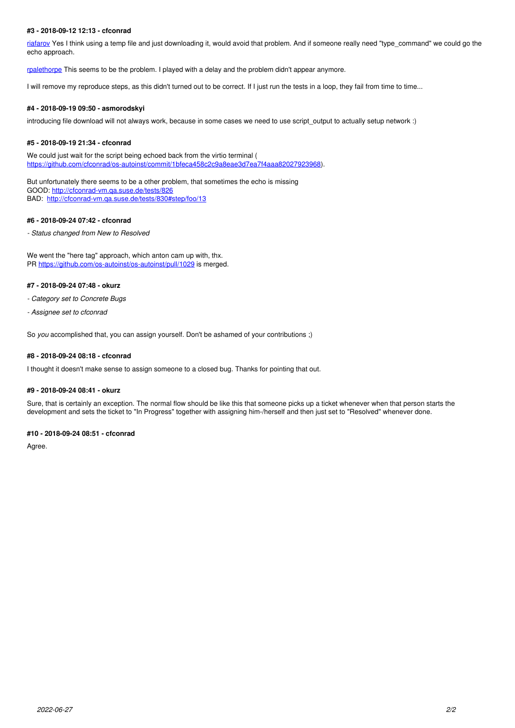#### #3 - 2018-09-12 12:13 - cfconrad

riafarov Yes I think using a temp file and just downloading it, would avoid that problem. And if someone really need "type_command" we could go the echo approach.

rpalethorpe This seems to be the problem. I played with a delay and the problem didn't appear anymore.

I will remove my reproduce steps, as this didn't turned out to be correct. If I just run the tests in a loop, they fail from time to time...

#### #4 - 2018-09-19 09:50 - asmorodskyi

introducing file download will not always work, because in some cases we need to use script_output to actually setup network :)

#### #5 - 2018-09-19 21:34 - cfconrad

We could just wait for the script being echoed back from the virtio terminal ( https://github.com/cfconrad/os-autoinst/commit/1bfeca458c2c9a8eae3d7ea7f4aaa82027923968).

But unfortunately there seems to be a other problem, that sometimes the echo is missing
GOOD: http://cfconrad-vm.qa.suse.de/tests/826
BAD: http://cfconrad-vm.qa.suse.de/tests/830#step/foo/13

#### #6 - 2018-09-24 07:42 - cfconrad

*- Status changed from New to Resolved*

We went the "here tag" approach, which anton cam up with, thx.
PR https://github.com/os-autoinst/os-autoinst/pull/1029 is merged.

#### #7 - 2018-09-24 07:48 - okurz

*- Category set to Concrete Bugs*

*- Assignee set to cfconrad*

So *you* accomplished that, you can assign yourself. Don't be ashamed of your contributions ;)

#### #8 - 2018-09-24 08:18 - cfconrad

I thought it doesn't make sense to assign someone to a closed bug. Thanks for pointing that out.

#### #9 - 2018-09-24 08:41 - okurz

Sure, that is certainly an exception. The normal flow should be like this that someone picks up a ticket whenever when that person starts the development and sets the ticket to "In Progress" together with assigning him-/herself and then just set to "Resolved" whenever done.

#### #10 - 2018-09-24 08:51 - cfconrad

Agree.